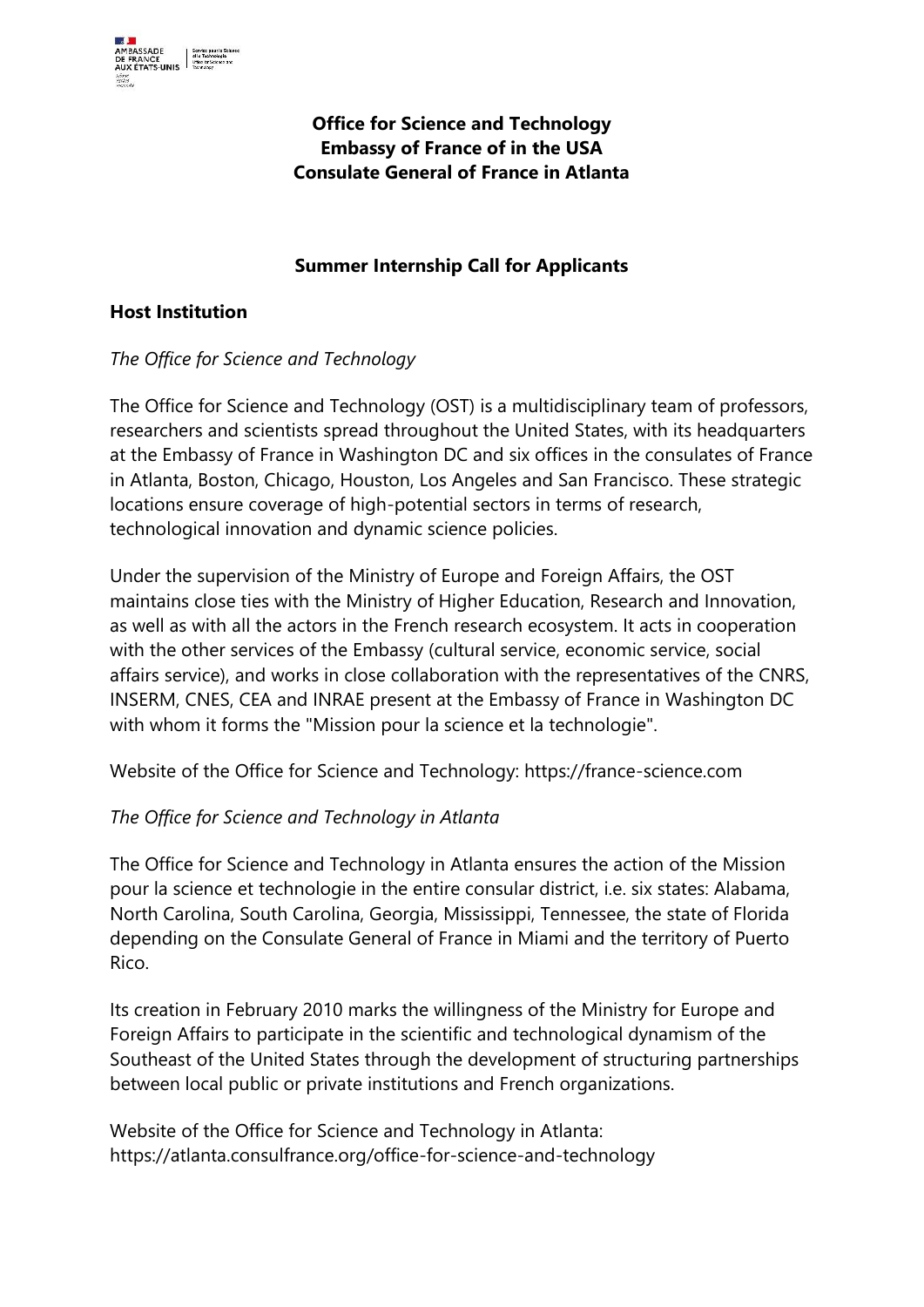**Office for Science and Technology**
**Embassy of France of in the USA**
**Consulate General of France in Atlanta**

## Summer Internship Call for Applicants

### Host Institution

*The Office for Science and Technology*

The Office for Science and Technology (OST) is a multidisciplinary team of professors, researchers and scientists spread throughout the United States, with its headquarters at the Embassy of France in Washington DC and six offices in the consulates of France in Atlanta, Boston, Chicago, Houston, Los Angeles and San Francisco. These strategic locations ensure coverage of high-potential sectors in terms of research, technological innovation and dynamic science policies.

Under the supervision of the Ministry of Europe and Foreign Affairs, the OST maintains close ties with the Ministry of Higher Education, Research and Innovation, as well as with all the actors in the French research ecosystem. It acts in cooperation with the other services of the Embassy (cultural service, economic service, social affairs service), and works in close collaboration with the representatives of the CNRS, INSERM, CNES, CEA and INRAE present at the Embassy of France in Washington DC with whom it forms the "Mission pour la science et la technologie".

Website of the Office for Science and Technology: https://france-science.com

*The Office for Science and Technology in Atlanta*

The Office for Science and Technology in Atlanta ensures the action of the Mission pour la science et technologie in the entire consular district, i.e. six states: Alabama, North Carolina, South Carolina, Georgia, Mississippi, Tennessee, the state of Florida depending on the Consulate General of France in Miami and the territory of Puerto Rico.

Its creation in February 2010 marks the willingness of the Ministry for Europe and Foreign Affairs to participate in the scientific and technological dynamism of the Southeast of the United States through the development of structuring partnerships between local public or private institutions and French organizations.

Website of the Office for Science and Technology in Atlanta: https://atlanta.consulfrance.org/office-for-science-and-technology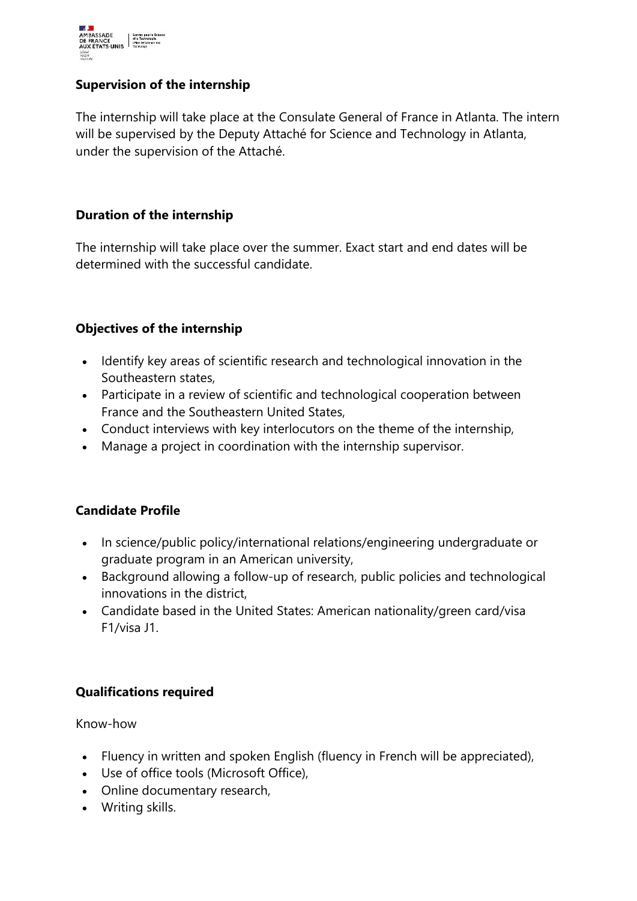**Supervision of the internship**

The internship will take place at the Consulate General of France in Atlanta. The intern will be supervised by the Deputy Attaché for Science and Technology in Atlanta, under the supervision of the Attaché.

**Duration of the internship**

The internship will take place over the summer. Exact start and end dates will be determined with the successful candidate.

**Objectives of the internship**

- Identify key areas of scientific research and technological innovation in the Southeastern states,
- Participate in a review of scientific and technological cooperation between France and the Southeastern United States,
- Conduct interviews with key interlocutors on the theme of the internship,
- Manage a project in coordination with the internship supervisor.

**Candidate Profile**

- In science/public policy/international relations/engineering undergraduate or graduate program in an American university,
- Background allowing a follow-up of research, public policies and technological innovations in the district,
- Candidate based in the United States: American nationality/green card/visa F1/visa J1.

**Qualifications required**

Know-how

- Fluency in written and spoken English (fluency in French will be appreciated),
- Use of office tools (Microsoft Office),
- Online documentary research,
- Writing skills.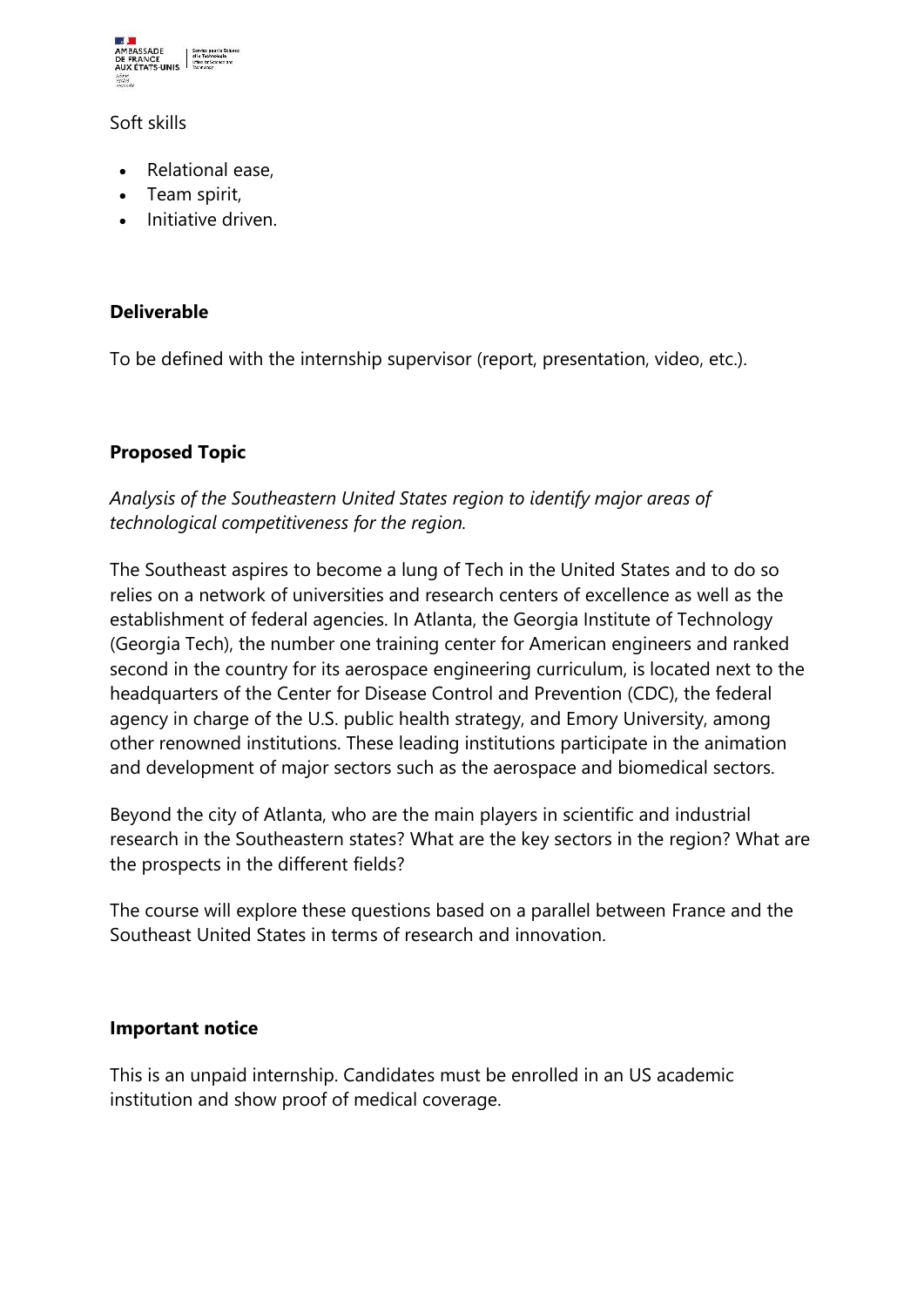Soft skills

- Relational ease,
- Team spirit,
- Initiative driven.

**Deliverable**

To be defined with the internship supervisor (report, presentation, video, etc.).

**Proposed Topic**

*Analysis of the Southeastern United States region to identify major areas of technological competitiveness for the region.*

The Southeast aspires to become a lung of Tech in the United States and to do so relies on a network of universities and research centers of excellence as well as the establishment of federal agencies. In Atlanta, the Georgia Institute of Technology (Georgia Tech), the number one training center for American engineers and ranked second in the country for its aerospace engineering curriculum, is located next to the headquarters of the Center for Disease Control and Prevention (CDC), the federal agency in charge of the U.S. public health strategy, and Emory University, among other renowned institutions. These leading institutions participate in the animation and development of major sectors such as the aerospace and biomedical sectors.

Beyond the city of Atlanta, who are the main players in scientific and industrial research in the Southeastern states? What are the key sectors in the region? What are the prospects in the different fields?

The course will explore these questions based on a parallel between France and the Southeast United States in terms of research and innovation.

**Important notice**

This is an unpaid internship. Candidates must be enrolled in an US academic institution and show proof of medical coverage.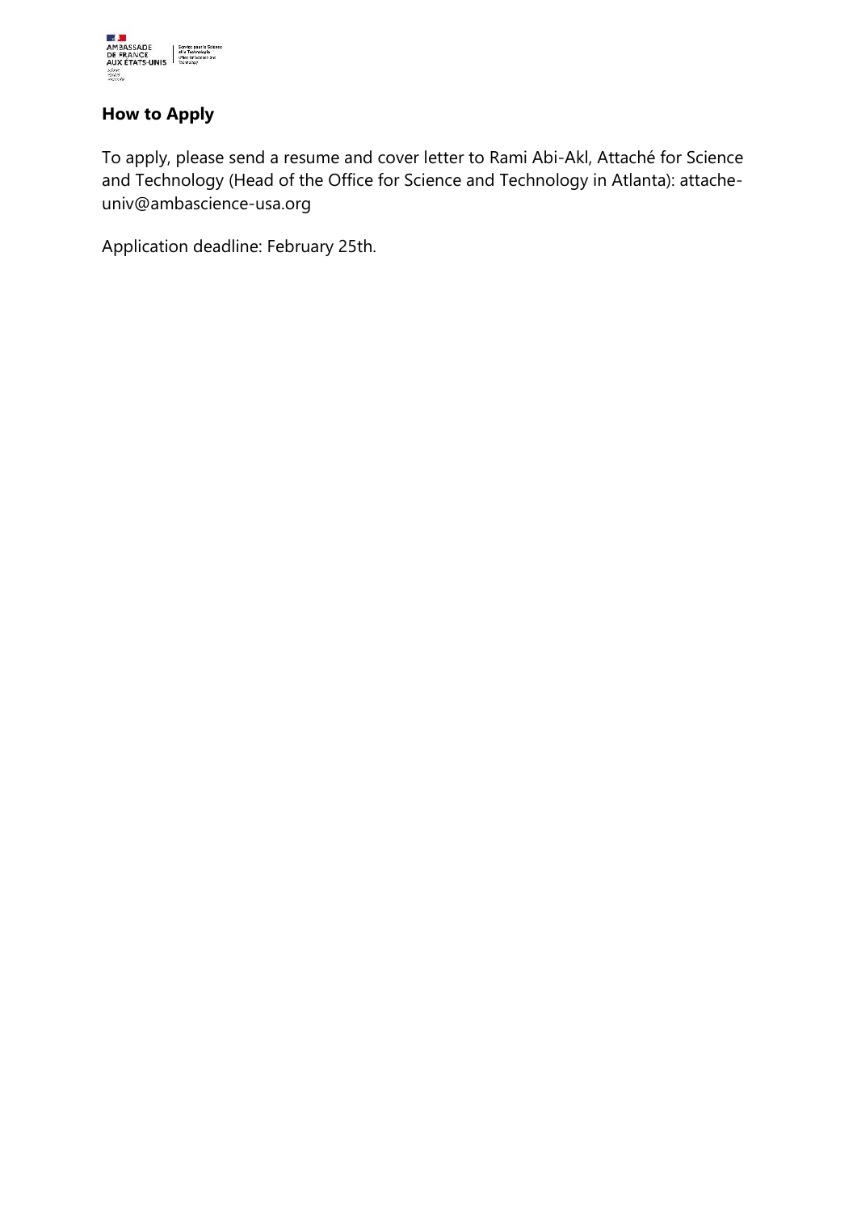## How to Apply

To apply, please send a resume and cover letter to Rami Abi-Akl, Attaché for Science and Technology (Head of the Office for Science and Technology in Atlanta): attache-univ@ambascience-usa.org

Application deadline: February 25th.